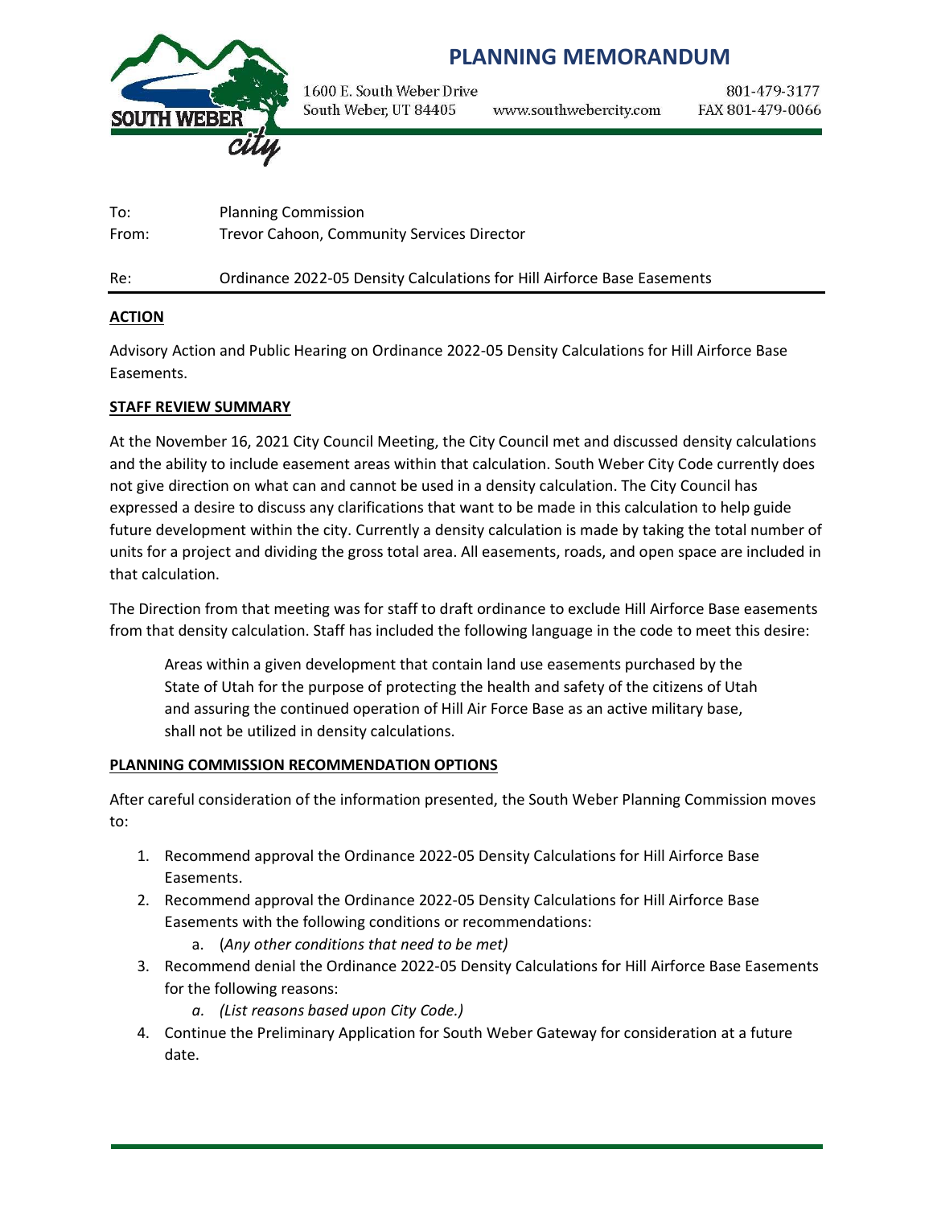# PLANNING MEMORANDUM

1600 E. South Weber Drive
South Weber, UT 84405

www.southwebercity.com

801-479-3177
FAX 801-479-0066

To: Planning Commission
From: Trevor Cahoon, Community Services Director

Re: Ordinance 2022-05 Density Calculations for Hill Airforce Base Easements

## ACTION

Advisory Action and Public Hearing on Ordinance 2022-05 Density Calculations for Hill Airforce Base Easements.

## STAFF REVIEW SUMMARY

At the November 16, 2021 City Council Meeting, the City Council met and discussed density calculations and the ability to include easement areas within that calculation. South Weber City Code currently does not give direction on what can and cannot be used in a density calculation. The City Council has expressed a desire to discuss any clarifications that want to be made in this calculation to help guide future development within the city. Currently a density calculation is made by taking the total number of units for a project and dividing the gross total area. All easements, roads, and open space are included in that calculation.

The Direction from that meeting was for staff to draft ordinance to exclude Hill Airforce Base easements from that density calculation. Staff has included the following language in the code to meet this desire:

> Areas within a given development that contain land use easements purchased by the State of Utah for the purpose of protecting the health and safety of the citizens of Utah and assuring the continued operation of Hill Air Force Base as an active military base, shall not be utilized in density calculations.

## PLANNING COMMISSION RECOMMENDATION OPTIONS

After careful consideration of the information presented, the South Weber Planning Commission moves to:

1. Recommend approval the Ordinance 2022-05 Density Calculations for Hill Airforce Base Easements.
2. Recommend approval the Ordinance 2022-05 Density Calculations for Hill Airforce Base Easements with the following conditions or recommendations:
    a. (*Any other conditions that need to be met)*
3. Recommend denial the Ordinance 2022-05 Density Calculations for Hill Airforce Base Easements for the following reasons:
    a. *(List reasons based upon City Code.)*
4. Continue the Preliminary Application for South Weber Gateway for consideration at a future date.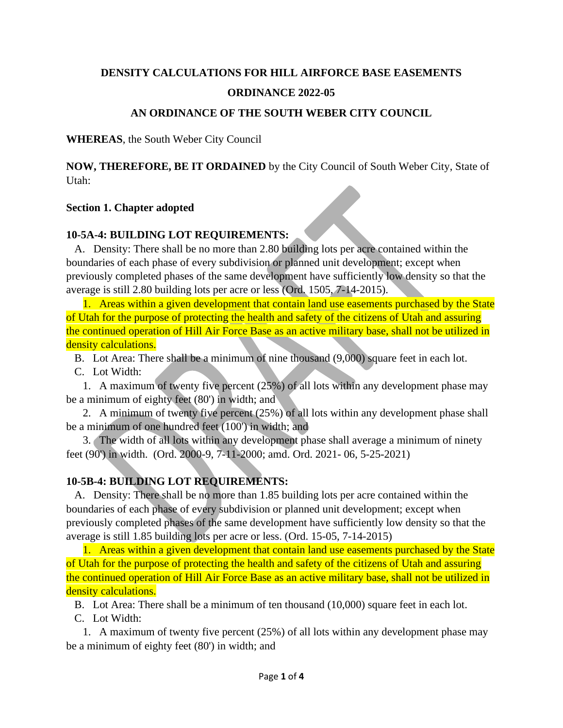**DENSITY CALCULATIONS FOR HILL AIRFORCE BASE EASEMENTS**

**ORDINANCE 2022-05**

**AN ORDINANCE OF THE SOUTH WEBER CITY COUNCIL**

**WHEREAS**, the South Weber City Council

**NOW, THEREFORE, BE IT ORDAINED** by the City Council of South Weber City, State of Utah:

**Section 1. Chapter adopted**

**10-5A-4: BUILDING LOT REQUIREMENTS:**

A. Density: There shall be no more than 2.80 building lots per acre contained within the boundaries of each phase of every subdivision or planned unit development; except when previously completed phases of the same development have sufficiently low density so that the average is still 2.80 building lots per acre or less (Ord. 1505, 7-14-2015).

1. Areas within a given development that contain land use easements purchased by the State of Utah for the purpose of protecting the health and safety of the citizens of Utah and assuring the continued operation of Hill Air Force Base as an active military base, shall not be utilized in density calculations.

B. Lot Area: There shall be a minimum of nine thousand (9,000) square feet in each lot.

C. Lot Width:

1. A maximum of twenty five percent (25%) of all lots within any development phase may be a minimum of eighty feet (80') in width; and

2. A minimum of twenty five percent (25%) of all lots within any development phase shall be a minimum of one hundred feet (100') in width; and

3. The width of all lots within any development phase shall average a minimum of ninety feet (90') in width. (Ord. 2000-9, 7-11-2000; amd. Ord. 2021- 06, 5-25-2021)

**10-5B-4: BUILDING LOT REQUIREMENTS:**

A. Density: There shall be no more than 1.85 building lots per acre contained within the boundaries of each phase of every subdivision or planned unit development; except when previously completed phases of the same development have sufficiently low density so that the average is still 1.85 building lots per acre or less. (Ord. 15-05, 7-14-2015)

1. Areas within a given development that contain land use easements purchased by the State of Utah for the purpose of protecting the health and safety of the citizens of Utah and assuring the continued operation of Hill Air Force Base as an active military base, shall not be utilized in density calculations.

B. Lot Area: There shall be a minimum of ten thousand (10,000) square feet in each lot.

C. Lot Width:

1. A maximum of twenty five percent (25%) of all lots within any development phase may be a minimum of eighty feet (80') in width; and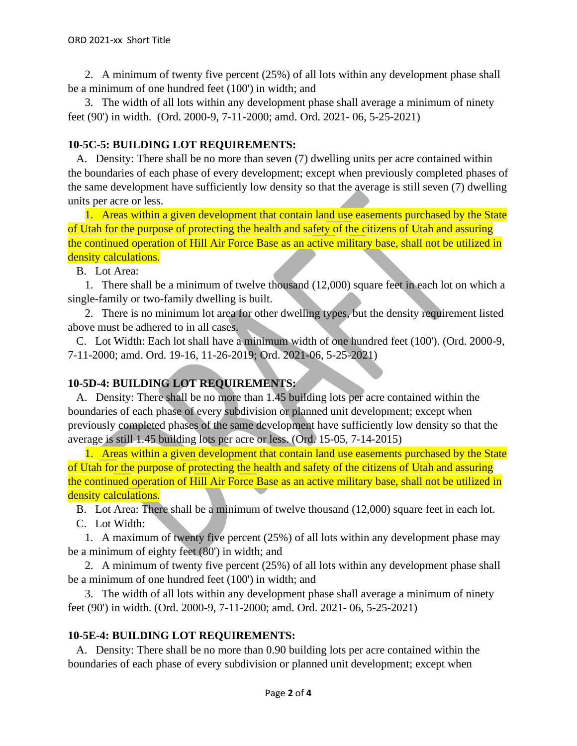2. A minimum of twenty five percent (25%) of all lots within any development phase shall be a minimum of one hundred feet (100') in width; and

3. The width of all lots within any development phase shall average a minimum of ninety feet (90') in width. (Ord. 2000-9, 7-11-2000; amd. Ord. 2021- 06, 5-25-2021)

**10-5C-5: BUILDING LOT REQUIREMENTS:**

A. Density: There shall be no more than seven (7) dwelling units per acre contained within the boundaries of each phase of every development; except when previously completed phases of the same development have sufficiently low density so that the average is still seven (7) dwelling units per acre or less.

1. Areas within a given development that contain land use easements purchased by the State of Utah for the purpose of protecting the health and safety of the citizens of Utah and assuring the continued operation of Hill Air Force Base as an active military base, shall not be utilized in density calculations.

B. Lot Area:

1. There shall be a minimum of twelve thousand (12,000) square feet in each lot on which a single-family or two-family dwelling is built.

2. There is no minimum lot area for other dwelling types, but the density requirement listed above must be adhered to in all cases.

C. Lot Width: Each lot shall have a minimum width of one hundred feet (100'). (Ord. 2000-9, 7-11-2000; amd. Ord. 19-16, 11-26-2019; Ord. 2021-06, 5-25-2021)

**10-5D-4: BUILDING LOT REQUIREMENTS:**

A. Density: There shall be no more than 1.45 building lots per acre contained within the boundaries of each phase of every subdivision or planned unit development; except when previously completed phases of the same development have sufficiently low density so that the average is still 1.45 building lots per acre or less. (Ord. 15-05, 7-14-2015)

1. Areas within a given development that contain land use easements purchased by the State of Utah for the purpose of protecting the health and safety of the citizens of Utah and assuring the continued operation of Hill Air Force Base as an active military base, shall not be utilized in density calculations.

B. Lot Area: There shall be a minimum of twelve thousand (12,000) square feet in each lot.

C. Lot Width:

1. A maximum of twenty five percent (25%) of all lots within any development phase may be a minimum of eighty feet (80') in width; and

2. A minimum of twenty five percent (25%) of all lots within any development phase shall be a minimum of one hundred feet (100') in width; and

3. The width of all lots within any development phase shall average a minimum of ninety feet (90') in width. (Ord. 2000-9, 7-11-2000; amd. Ord. 2021- 06, 5-25-2021)

**10-5E-4: BUILDING LOT REQUIREMENTS:**

A. Density: There shall be no more than 0.90 building lots per acre contained within the boundaries of each phase of every subdivision or planned unit development; except when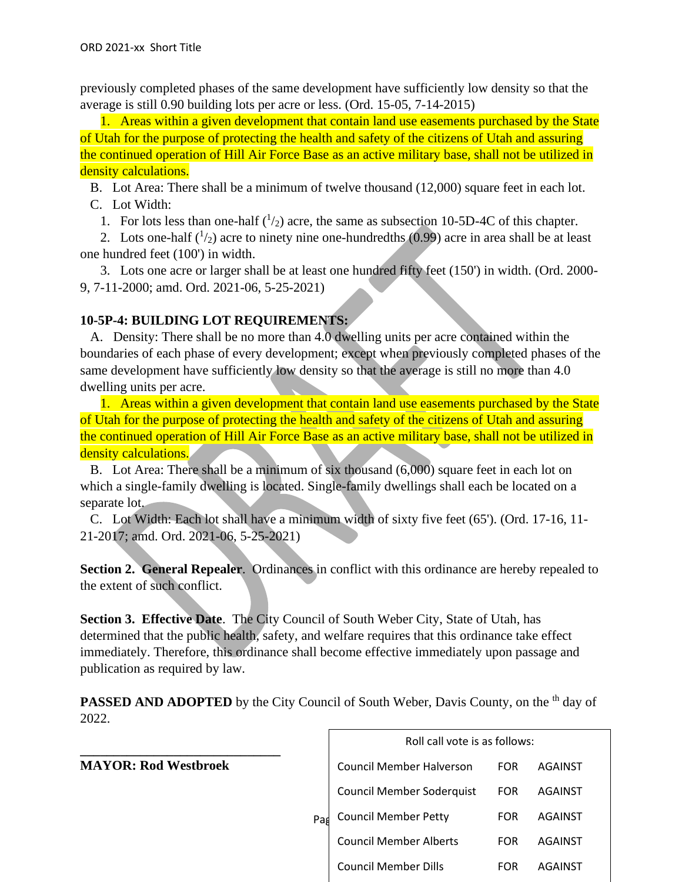previously completed phases of the same development have sufficiently low density so that the average is still 0.90 building lots per acre or less. (Ord. 15-05, 7-14-2015)

1. Areas within a given development that contain land use easements purchased by the State of Utah for the purpose of protecting the health and safety of the citizens of Utah and assuring the continued operation of Hill Air Force Base as an active military base, shall not be utilized in density calculations.

B. Lot Area: There shall be a minimum of twelve thousand (12,000) square feet in each lot.

C. Lot Width:

1. For lots less than one-half ($^1/_2$) acre, the same as subsection 10-5D-4C of this chapter.

2. Lots one-half ($^1/_2$) acre to ninety nine one-hundredths (0.99) acre in area shall be at least one hundred feet (100') in width.

3. Lots one acre or larger shall be at least one hundred fifty feet (150') in width. (Ord. 2000-9, 7-11-2000; amd. Ord. 2021-06, 5-25-2021)

**10-5P-4: BUILDING LOT REQUIREMENTS:**

A. Density: There shall be no more than 4.0 dwelling units per acre contained within the boundaries of each phase of every development; except when previously completed phases of the same development have sufficiently low density so that the average is still no more than 4.0 dwelling units per acre.

1. Areas within a given development that contain land use easements purchased by the State of Utah for the purpose of protecting the health and safety of the citizens of Utah and assuring the continued operation of Hill Air Force Base as an active military base, shall not be utilized in density calculations.

B. Lot Area: There shall be a minimum of six thousand (6,000) square feet in each lot on which a single-family dwelling is located. Single-family dwellings shall each be located on a separate lot.

C. Lot Width: Each lot shall have a minimum width of sixty five feet (65'). (Ord. 17-16, 11-21-2017; amd. Ord. 2021-06, 5-25-2021)

**Section 2. General Repealer**. Ordinances in conflict with this ordinance are hereby repealed to the extent of such conflict.

**Section 3. Effective Date**. The City Council of South Weber City, State of Utah, has determined that the public health, safety, and welfare requires that this ordinance take effect immediately. Therefore, this ordinance shall become effective immediately upon passage and publication as required by law.

**PASSED AND ADOPTED** by the City Council of South Weber, Davis County, on the th day of 2022.

\_\_\_\_\_\_\_\_\_\_\_\_\_\_\_\_\_\_\_\_\_\_\_\_\_\_\_\_\_\_

**MAYOR: Rod Westbroek**

| Roll call vote is as follows: | | |
|---|---|---|
| Council Member Halverson | FOR | AGAINST |
| Council Member Soderquist | FOR | AGAINST |
| Council Member Petty | FOR | AGAINST |
| Council Member Alberts | FOR | AGAINST |
| Council Member Dills | FOR | AGAINST |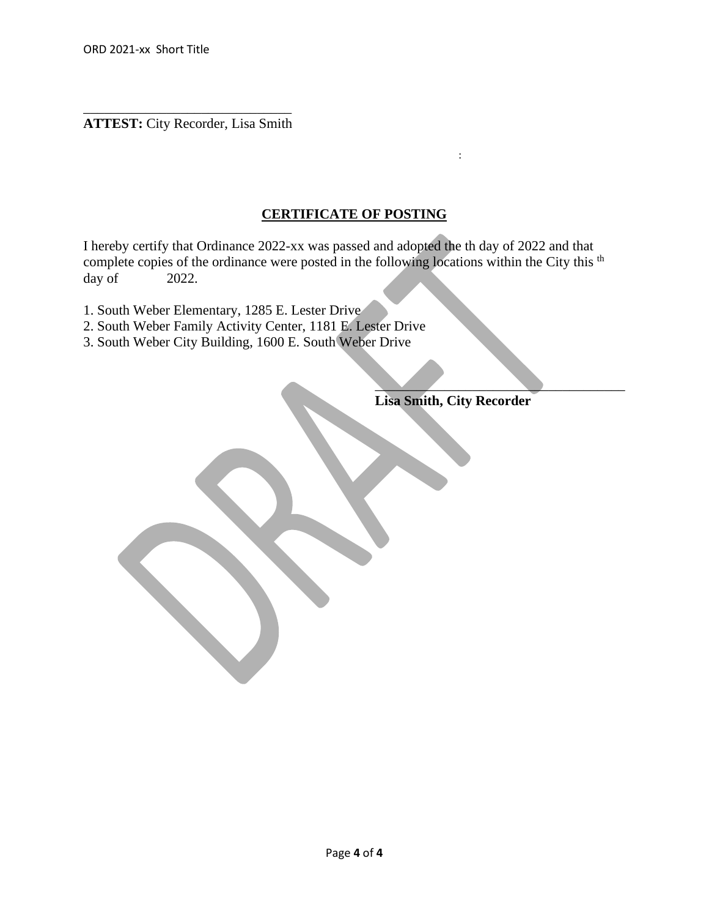\_\_\_\_\_\_\_\_\_\_\_\_\_\_\_\_\_\_\_\_\_\_\_\_\_\_\_\_\_\_

**ATTEST:** City Recorder, Lisa Smith

:

## CERTIFICATE OF POSTING

I hereby certify that Ordinance 2022-xx was passed and adopted the th day of 2022 and that complete copies of the ordinance were posted in the following locations within the City this th day of 2022.

1. South Weber Elementary, 1285 E. Lester Drive
2. South Weber Family Activity Center, 1181 E. Lester Drive
3. South Weber City Building, 1600 E. South Weber Drive

\_\_\_\_\_\_\_\_\_\_\_\_\_\_\_\_\_\_\_\_\_\_\_\_\_\_\_\_\_\_\_\_\_\_\_\_

**Lisa Smith, City Recorder**